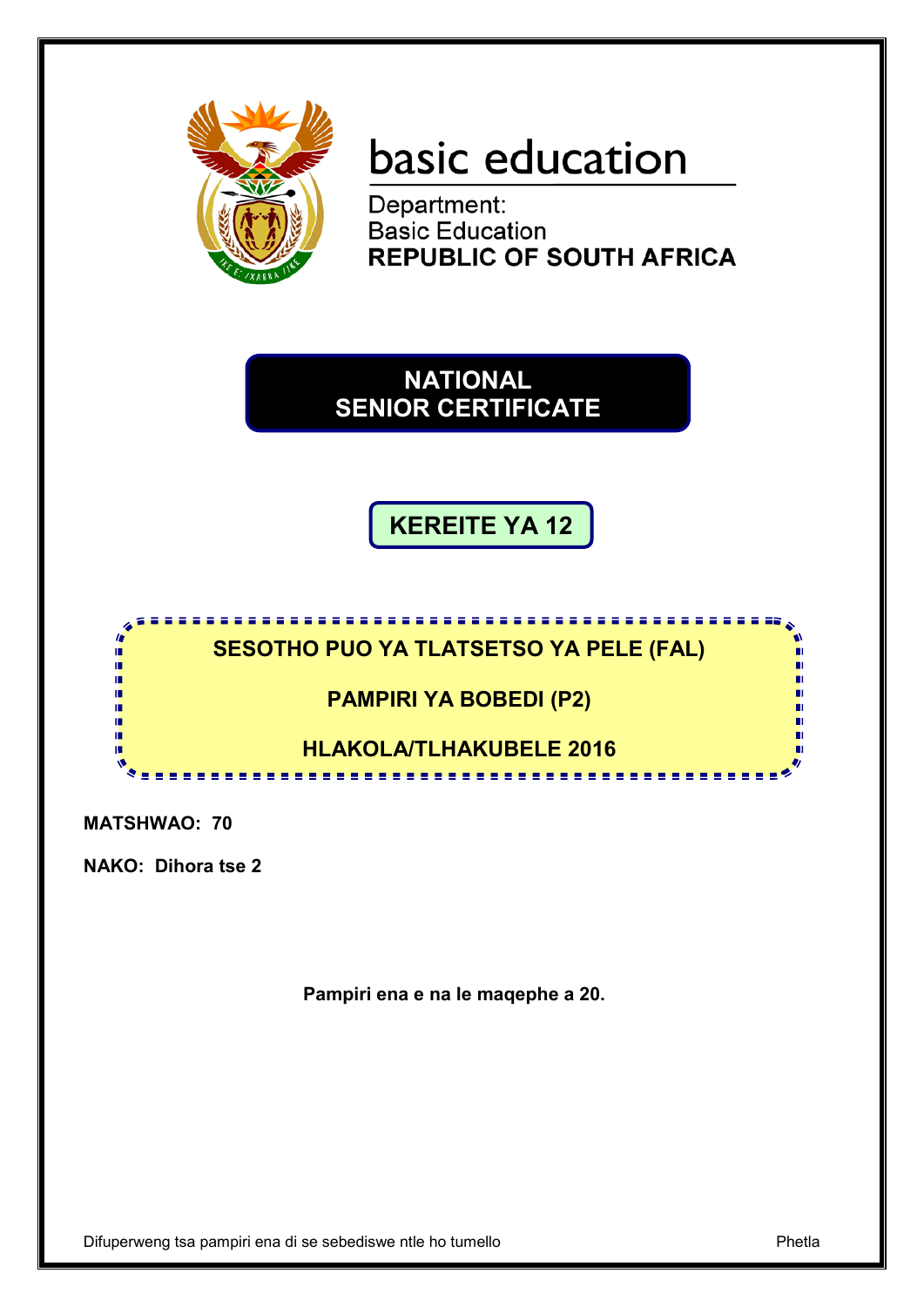basic education

Department:
Basic Education
**REPUBLIC OF SOUTH AFRICA**

# NATIONAL SENIOR CERTIFICATE

## KEREITE YA 12

**SESOTHO PUO YA TLATSETSO YA PELE (FAL)**

**PAMPIRI YA BOBEDI (P2)**

**HLAKOLA/TLHAKUBELE 2016**

**MATSHWAO: 70**

**NAKO: Dihora tse 2**

**Pampiri ena e na le maqephe a 20.**

Difuperweng tsa pampiri ena di se sebediswe ntle ho tumello

Phetla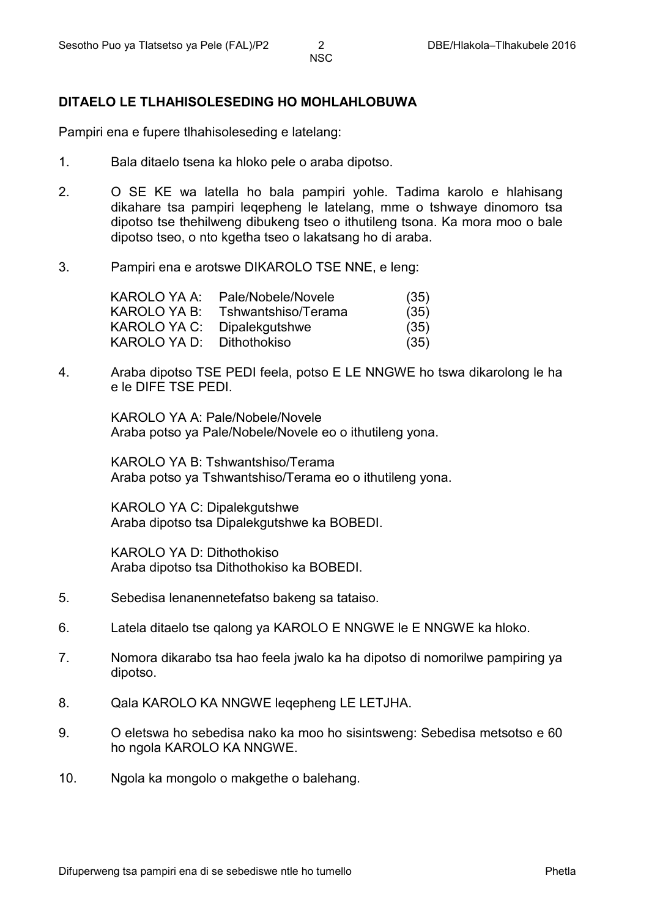## DITAELO LE TLHAHISOLESEDING HO MOHLAHLOBUWA

Pampiri ena e fupere tlhahisoleseding e latelang:

1. Bala ditaelo tsena ka hloko pele o araba dipotso.

2. O SE KE wa latella ho bala pampiri yohle. Tadima karolo e hlahisang dikahare tsa pampiri leqepheng le latelang, mme o tshwaye dinomoro tsa dipotso tse thehilweng dibukeng tseo o ithutileng tsona. Ka mora moo o bale dipotso tseo, o nto kgetha tseo o lakatsang ho di araba.

3. Pampiri ena e arotswe DIKAROLO TSE NNE, e leng:

| | | |
|---|---|---|
| KAROLO YA A: | Pale/Nobele/Novele | (35) |
| KAROLO YA B: | Tshwantshiso/Terama | (35) |
| KAROLO YA C: | Dipalekgutshwe | (35) |
| KAROLO YA D: | Dithothokiso | (35) |

4. Araba dipotso TSE PEDI feela, potso E LE NNGWE ho tswa dikarolong le ha e le DIFE TSE PEDI.

   KAROLO YA A: Pale/Nobele/Novele
   Araba potso ya Pale/Nobele/Novele eo o ithutileng yona.

   KAROLO YA B: Tshwantshiso/Terama
   Araba potso ya Tshwantshiso/Terama eo o ithutileng yona.

   KAROLO YA C: Dipalekgutshwe
   Araba dipotso tsa Dipalekgutshwe ka BOBEDI.

   KAROLO YA D: Dithothokiso
   Araba dipotso tsa Dithothokiso ka BOBEDI.

5. Sebedisa lenanennetefatso bakeng sa tataiso.

6. Latela ditaelo tse qalong ya KAROLO E NNGWE le E NNGWE ka hloko.

7. Nomora dikarabo tsa hao feela jwalo ka ha dipotso di nomorilwe pampiring ya dipotso.

8. Qala KAROLO KA NNGWE leqepheng LE LETJHA.

9. O eletswa ho sebedisa nako ka moo ho sisintsweng: Sebedisa metsotso e 60 ho ngola KAROLO KA NNGWE.

10. Ngola ka mongolo o makgethe o balehang.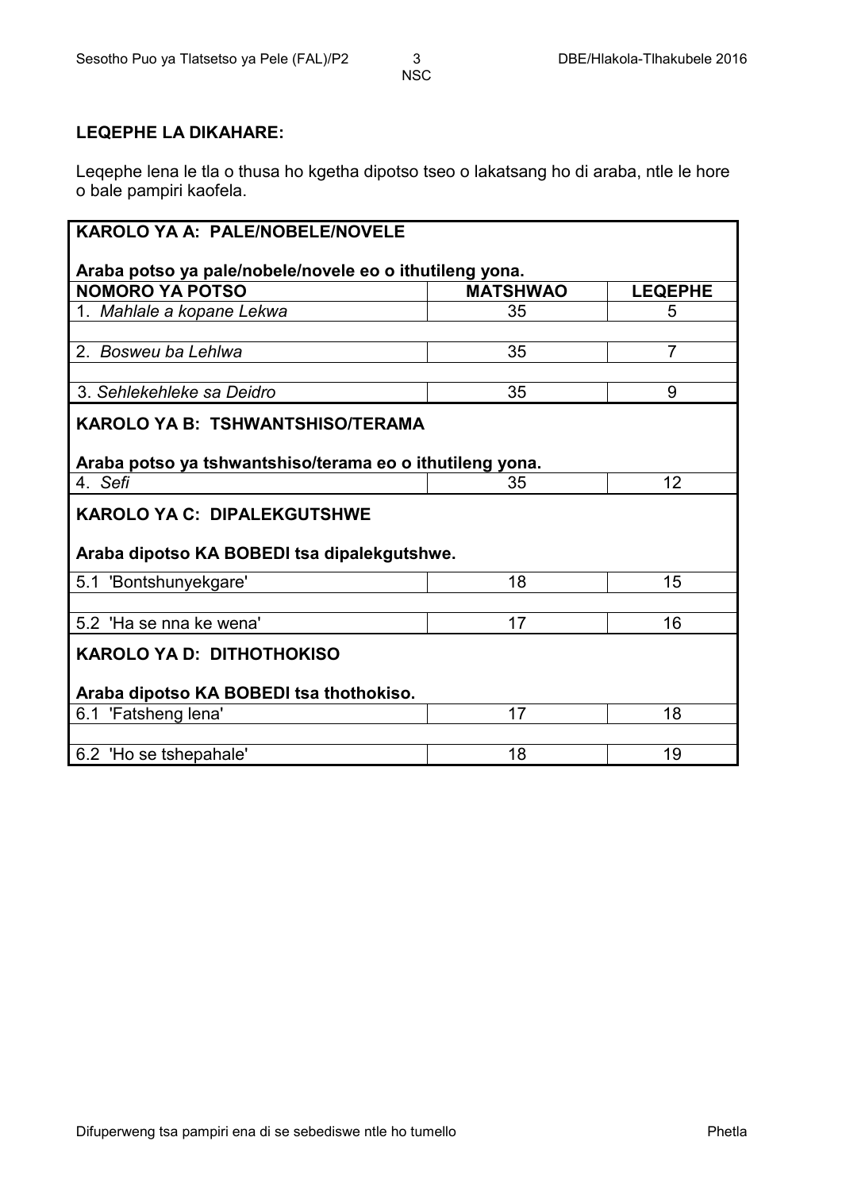**LEQEPHE LA DIKAHARE:**

Leqephe lena le tla o thusa ho kgetha dipotso tseo o lakatsang ho di araba, ntle le hore o bale pampiri kaofela.

| **KAROLO YA A: PALE/NOBELE/NOVELE** | | |
|---|---|---|
| **Araba potso ya pale/nobele/novele eo o ithutileng yona.** | | |
| **NOMORO YA POTSO** | **MATSHWAO** | **LEQEPHE** |
| 1. *Mahlale a kopane Lekwa* | 35 | 5 |
| 2. *Bosweu ba Lehlwa* | 35 | 7 |
| 3. *Sehlekehleke sa Deidro* | 35 | 9 |
| **KAROLO YA B: TSHWANTSHISO/TERAMA** | | |
| **Araba potso ya tshwantshiso/terama eo o ithutileng yona.** | | |
| 4. *Sefi* | 35 | 12 |
| **KAROLO YA C: DIPALEKGUTSHWE** | | |
| **Araba dipotso KA BOBEDI tsa dipalekgutshwe.** | | |
| 5.1 'Bontshunyekgare' | 18 | 15 |
| 5.2 'Ha se nna ke wena' | 17 | 16 |
| **KAROLO YA D: DITHOTHOKISO** | | |
| **Araba dipotso KA BOBEDI tsa thothokiso.** | | |
| 6.1 'Fatsheng lena' | 17 | 18 |
| 6.2 'Ho se tshepahale' | 18 | 19 |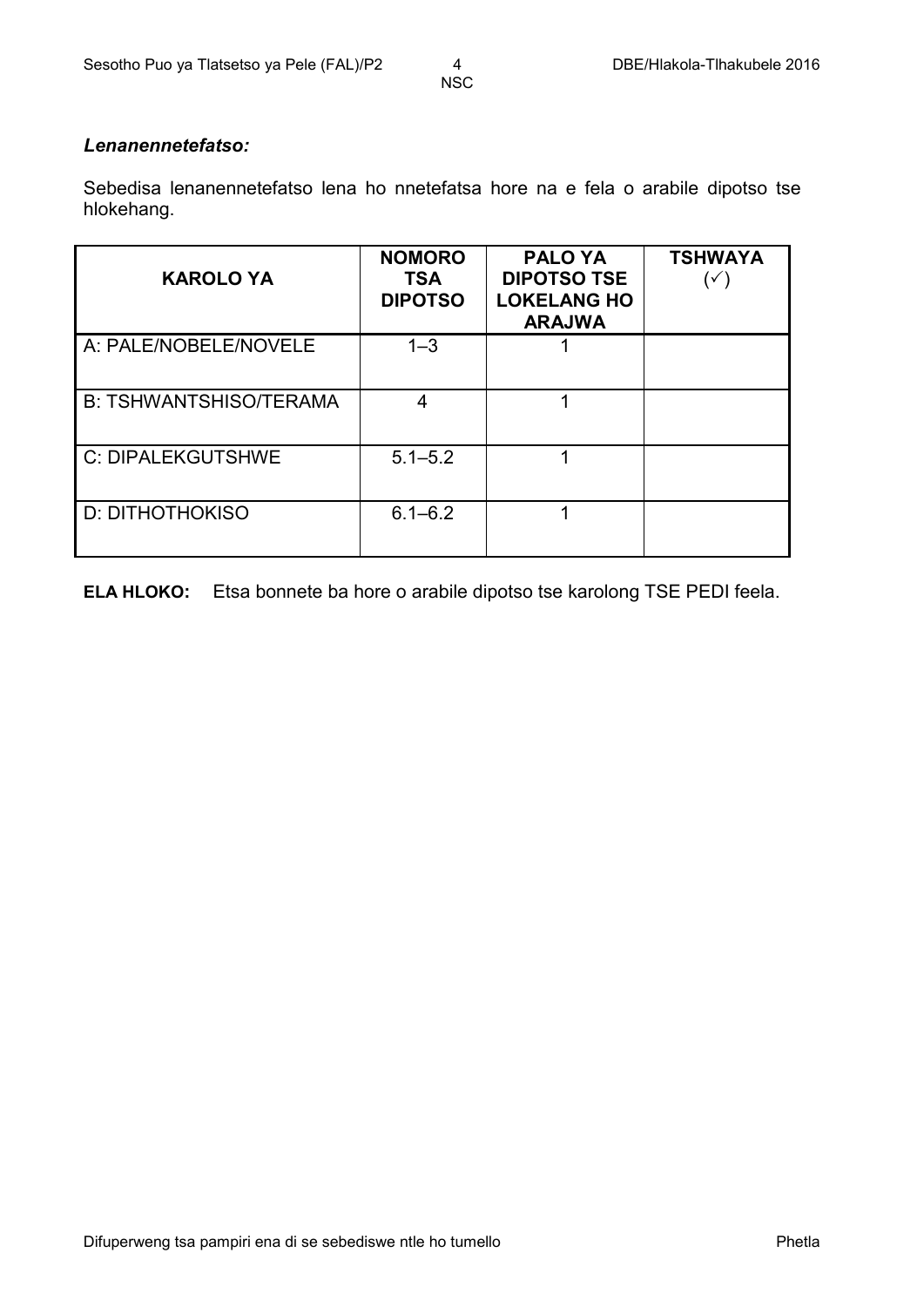***Lenanennetefatso:***

Sebedisa lenanennetefatso lena ho nnetefatsa hore na e fela o arabile dipotso tse hlokehang.

| KAROLO YA | NOMORO TSA DIPOTSO | PALO YA DIPOTSO TSE LOKELANG HO ARAJWA | TSHWAYA (✓) |
|---|---|---|---|
| A: PALE/NOBELE/NOVELE | 1–3 | 1 | |
| B: TSHWANTSHISO/TERAMA | 4 | 1 | |
| C: DIPALEKGUTSHWE | 5.1–5.2 | 1 | |
| D: DITHOTHOKISO | 6.1–6.2 | 1 | |

**ELA HLOKO:** Etsa bonnete ba hore o arabile dipotso tse karolong TSE PEDI feela.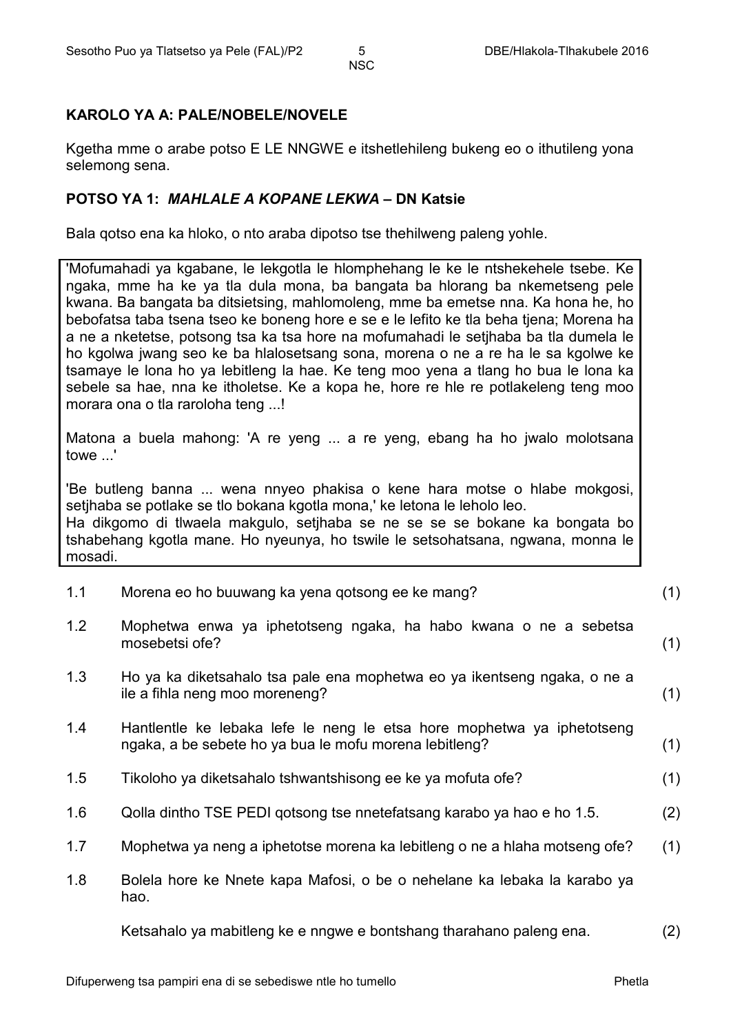## KAROLO YA A: PALE/NOBELE/NOVELE

Kgetha mme o arabe potso E LE NNGWE e itshetlehileng bukeng eo o ithutileng yona selemong sena.

### POTSO YA 1: *MAHLALE A KOPANE LEKWA* – DN Katsie

Bala qotso ena ka hloko, o nto araba dipotso tse thehilweng paleng yohle.

> 'Mofumahadi ya kgabane, le lekgotla le hlomphehang le ke le ntshekehele tsebe. Ke ngaka, mme ha ke ya tla dula mona, ba bangata ba hlorang ba nkemetseng pele kwana. Ba bangata ba ditsietsing, mahlomoleng, mme ba emetse nna. Ka hona he, ho bebofatsa taba tsena tseo ke boneng hore e se e le lefito ke tla beha tjena; Morena ha a ne a nketetse, potsong tsa ka tsa hore na mofumahadi le setjhaba ba tla dumela le ho kgolwa jwang seo ke ba hlalosetsang sona, morena o ne a re ha le sa kgolwe ke tsamaye le lona ho ya lebitleng la hae. Ke teng moo yena a tlang ho bua le lona ka sebele sa hae, nna ke itholetse. Ke a kopa he, hore re hle re potlakeleng teng moo morara ona o tla raroloha teng ...!
>
> Matona a buela mahong: 'A re yeng ... a re yeng, ebang ha ho jwalo molotsana towe ...'
>
> 'Be butleng banna ... wena nnyeo phakisa o kene hara motse o hlabe mokgosi, setjhaba se potlake se tlo bokana kgotla mona,' ke letona le leholo leo.
> Ha dikgomo di tlwaela makgulo, setjhaba se ne se se se bokane ka bongata bo tshabehang kgotla mane. Ho nyeunya, ho tswile le setsohatsana, ngwana, monna le mosadi.

| | | |
|---|---|---|
| 1.1 | Morena eo ho buuwang ka yena qotsong ee ke mang? | (1) |
| 1.2 | Mophetwa enwa ya iphetotseng ngaka, ha habo kwana o ne a sebetsa mosebetsi ofe? | (1) |
| 1.3 | Ho ya ka diketsahalo tsa pale ena mophetwa eo ya ikentseng ngaka, o ne a ile a fihla neng moo moreneng? | (1) |
| 1.4 | Hantlentle ke lebaka lefe le neng le etsa hore mophetwa ya iphetotseng ngaka, a be sebete ho ya bua le mofu morena lebitleng? | (1) |
| 1.5 | Tikoloho ya diketsahalo tshwantshisong ee ke ya mofuta ofe? | (1) |
| 1.6 | Qolla dintho TSE PEDI qotsong tse nnetefatsang karabo ya hao e ho 1.5. | (2) |
| 1.7 | Mophetwa ya neng a iphetotse morena ka lebitleng o ne a hlaha motseng ofe? | (1) |
| 1.8 | Bolela hore ke Nnete kapa Mafosi, o be o nehelane ka lebaka la karabo ya hao.<br><br>Ketsahalo ya mabitleng ke e nngwe e bontshang tharahano paleng ena. | (2) |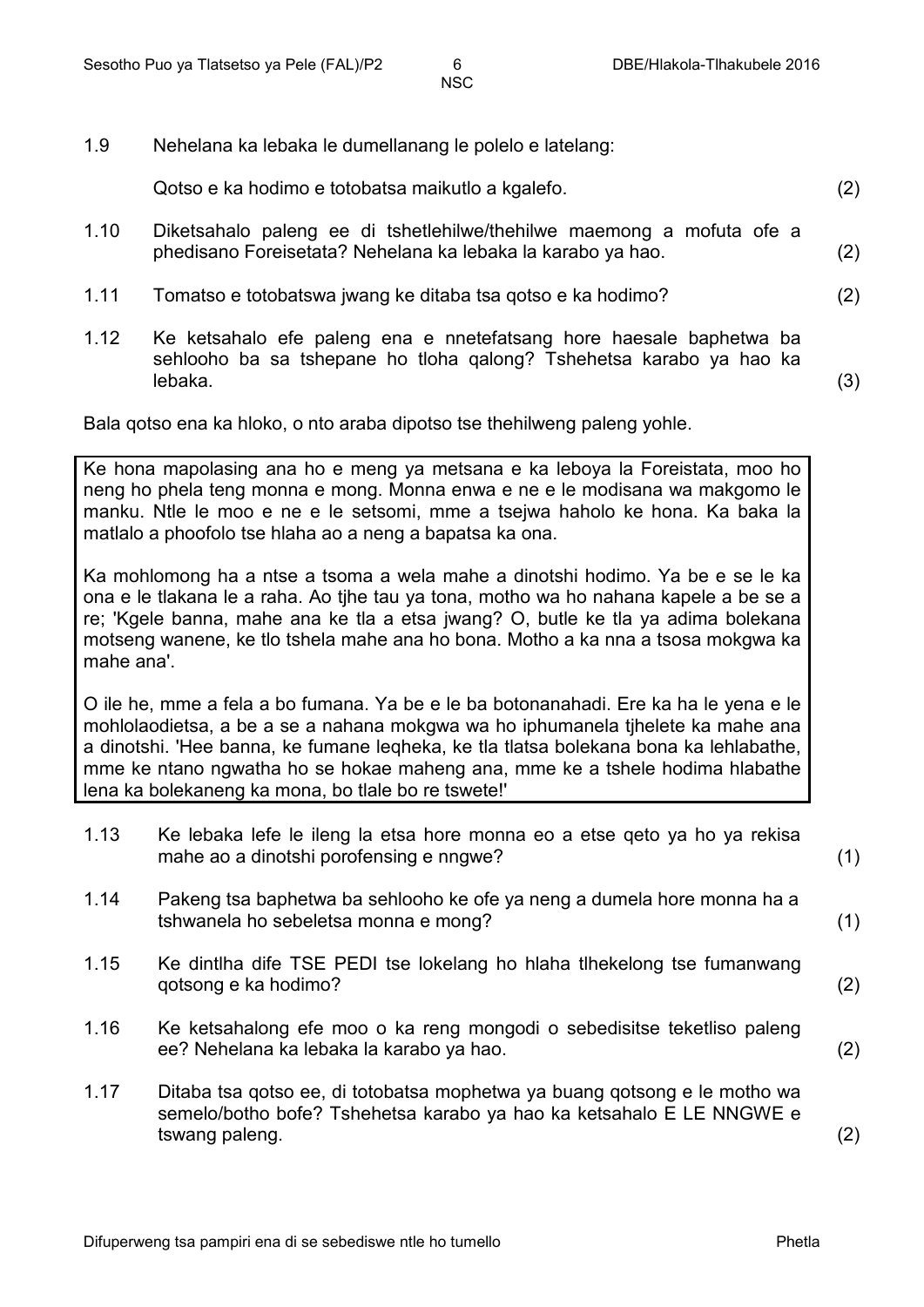1.9 Nehelana ka lebaka le dumellanang le polelo e latelang:

Qotso e ka hodimo e totobatsa maikutlo a kgalefo. (2)

1.10 Diketsahalo paleng ee di tshetlehilwe/thehilwe maemong a mofuta ofe a phedisano Foreisetata? Nehelana ka lebaka la karabo ya hao. (2)

1.11 Tomatso e totobatswa jwang ke ditaba tsa qotso e ka hodimo? (2)

1.12 Ke ketsahalo efe paleng ena e nnetefatsang hore haesale baphetwa ba sehlooho ba sa tshepane ho tloha qalong? Tshehetsa karabo ya hao ka lebaka. (3)

Bala qotso ena ka hloko, o nto araba dipotso tse thehilweng paleng yohle.

> Ke hona mapolasing ana ho e meng ya metsana e ka leboya la Foreistata, moo ho neng ho phela teng monna e mong. Monna enwa e ne e le modisana wa makgomo le manku. Ntle le moo e ne e le setsomi, mme a tsejwa haholo ke hona. Ka baka la matlalo a phoofolo tse hlaha ao a neng a bapatsa ka ona.
>
> Ka mohlomong ha a ntse a tsoma a wela mahe a dinotshi hodimo. Ya be e se le ka ona e le tlakana le a raha. Ao tjhe tau ya tona, motho wa ho nahana kapele a be se a re; 'Kgele banna, mahe ana ke tla a etsa jwang? O, butle ke tla ya adima bolekana motseng wanene, ke tlo tshela mahe ana ho bona. Motho a ka nna a tsosa mokgwa ka mahe ana'.
>
> O ile he, mme a fela a bo fumana. Ya be e le ba botonanahadi. Ere ka ha le yena e le mohlolaodietsa, a be a se a nahana mokgwa wa ho iphumanela tjhelete ka mahe ana a dinotshi. 'Hee banna, ke fumane leqheka, ke tla tlatsa bolekana bona ka lehlabathe, mme ke ntano ngwatha ho se hokae maheng ana, mme ke a tshele hodima hlabathe lena ka bolekaneng ka mona, bo tlale bo re tswete!'

1.13 Ke lebaka lefe le ileng la etsa hore monna eo a etse qeto ya ho ya rekisa mahe ao a dinotshi porofensing e nngwe? (1)

1.14 Pakeng tsa baphetwa ba sehlooho ke ofe ya neng a dumela hore monna ha a tshwanela ho sebeletsa monna e mong? (1)

1.15 Ke dintlha dife TSE PEDI tse lokelang ho hlaha tlhekelong tse fumanwang qotsong e ka hodimo? (2)

1.16 Ke ketsahalong efe moo o ka reng mongodi o sebedisitse teketliso paleng ee? Nehelana ka lebaka la karabo ya hao. (2)

1.17 Ditaba tsa qotso ee, di totobatsa mophetwa ya buang qotsong e le motho wa semelo/botho bofe? Tshehetsa karabo ya hao ka ketsahalo E LE NNGWE e tswang paleng. (2)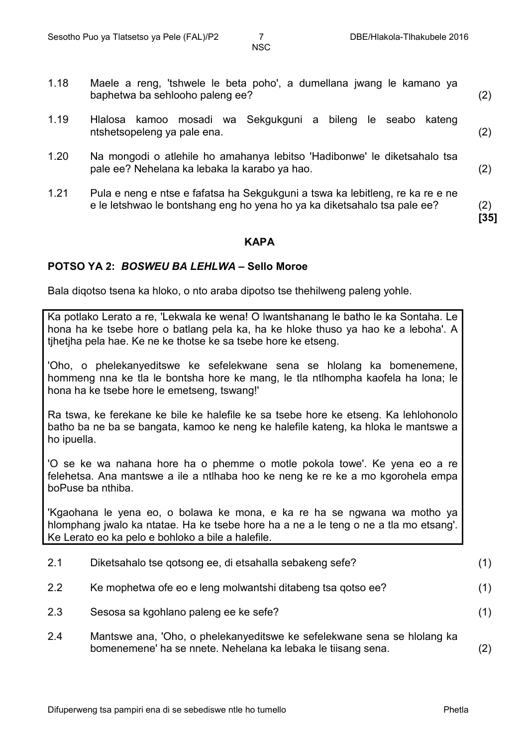1.18 Maele a reng, 'tshwele le beta poho', a dumellana jwang le kamano ya baphetwa ba sehlooho paleng ee? (2)

1.19 Hlalosa kamoo mosadi wa Sekgukguni a bileng le seabo kateng ntshetsopeleng ya pale ena. (2)

1.20 Na mongodi o atlehile ho amahanya lebitso 'Hadibonwe' le diketsahalo tsa pale ee? Nehelana ka lebaka la karabo ya hao. (2)

1.21 Pula e neng e ntse e fafatsa ha Sekgukguni a tswa ka lebitleng, re ka re e ne e le letshwao le bontshang eng ho yena ho ya ka diketsahalo tsa pale ee? (2)

**[35]**

**KAPA**

**POTSO YA 2:** ***BOSWEU BA LEHLWA*** **– Sello Moroe**

Bala diqotso tsena ka hloko, o nto araba dipotso tse thehilweng paleng yohle.

> Ka potlako Lerato a re, 'Lekwala ke wena! O lwantshanang le batho le ka Sontaha. Le hona ha ke tsebe hore o batlang pela ka, ha ke hloke thuso ya hao ke a leboha'. A tjhetjha pela hae. Ke ne ke thotse ke sa tsebe hore ke etseng.
>
> 'Oho, o phelekanyeditswe ke sefelekwane sena se hlolang ka bomenemene, hommeng nna ke tla le bontsha hore ke mang, le tla ntlhompha kaofela ha lona; le hona ha ke tsebe hore le emetseng, tswang!'
>
> Ra tswa, ke ferekane ke bile ke halefile ke sa tsebe hore ke etseng. Ka lehlohonolo batho ba ne ba se bangata, kamoo ke neng ke halefile kateng, ka hloka le mantswe a ho ipuella.
>
> 'O se ke wa nahana hore ha o phemme o motle pokola towe'. Ke yena eo a re felehetsa. Ana mantswe a ile a ntlhaba hoo ke neng ke re ke a mo kgorohela empa boPuse ba nthiba.
>
> 'Kgaohana le yena eo, o bolawa ke mona, e ka re ha se ngwana wa motho ya hlomphang jwalo ka ntatae. Ha ke tsebe hore ha a ne a le teng o ne a tla mo etsang'. Ke Lerato eo ka pelo e bohloko a bile a halefile.

2.1 Diketsahalo tse qotsong ee, di etsahalla sebakeng sefe? (1)

2.2 Ke mophetwa ofe eo e leng molwantshi ditabeng tsa qotso ee? (1)

2.3 Sesosa sa kgohlano paleng ee ke sefe? (1)

2.4 Mantswe ana, 'Oho, o phelekanyeditswe ke sefelekwane sena se hlolang ka bomenemene' ha se nnete. Nehelana ka lebaka le tiisang sena. (2)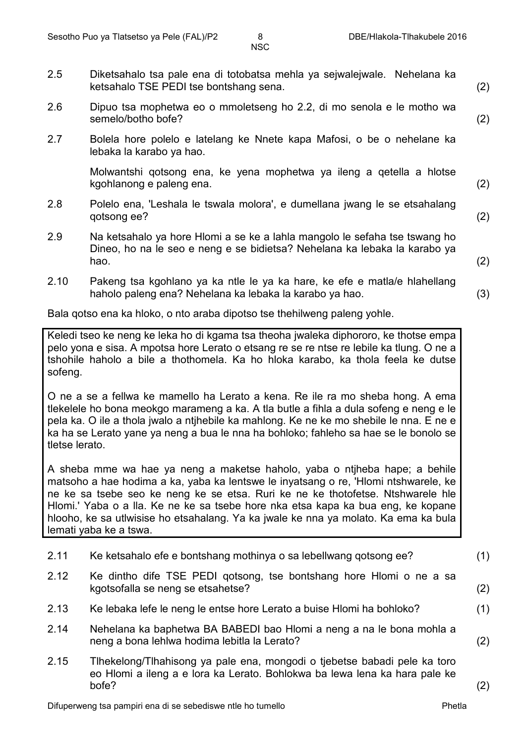| | | |
|---|---|---|
| 2.5 | Diketsahalo tsa pale ena di totobatsa mehla ya sejwalejwale. Nehelana ka ketsahalo TSE PEDI tse bontshang sena. | (2) |
| 2.6 | Dipuo tsa mophetwa eo o mmoletseng ho 2.2, di mo senola e le motho wa semelo/botho bofe? | (2) |
| 2.7 | Bolela hore polelo e latelang ke Nnete kapa Mafosi, o be o nehelane ka lebaka la karabo ya hao.<br><br>Molwantshi qotsong ena, ke yena mophetwa ya ileng a qetella a hlotse kgohlanong e paleng ena. | (2) |
| 2.8 | Polelo ena, 'Leshala le tswala molora', e dumellana jwang le se etsahalang qotsong ee? | (2) |
| 2.9 | Na ketsahalo ya hore Hlomi a se ke a lahla mangolo le sefaha tse tswang ho Dineo, ho na le seo e neng e se bidietsa? Nehelana ka lebaka la karabo ya hao. | (2) |
| 2.10 | Pakeng tsa kgohlano ya ka ntle le ya ka hare, ke efe e matla/e hlahellang haholo paleng ena? Nehelana ka lebaka la karabo ya hao. | (3) |

Bala qotso ena ka hloko, o nto araba dipotso tse thehilweng paleng yohle.

> Keledi tseo ke neng ke leka ho di kgama tsa theoha jwaleka diphororo, ke thotse empa pelo yona e sisa. A mpotsa hore Lerato o etsang re se re ntse re lebile ka tlung. O ne a tshohile haholo a bile a thothomela. Ka ho hloka karabo, ka thola feela ke dutse sofeng.
>
> O ne a se a fellwa ke mamello ha Lerato a kena. Re ile ra mo sheba hong. A ema tlekelele ho bona meokgo marameng a ka. A tla butle a fihla a dula sofeng e neng e le pela ka. O ile a thola jwalo a ntjhebile ka mahlong. Ke ne ke mo shebile le nna. E ne e ka ha se Lerato yane ya neng a bua le nna ha bohloko; fahleho sa hae se le bonolo se tletse lerato.
>
> A sheba mme wa hae ya neng a maketse haholo, yaba o ntjheba hape; a behile matsoho a hae hodima a ka, yaba ka lentswe le inyatsang o re, 'Hlomi ntshwarele, ke ne ke sa tsebe seo ke neng ke se etsa. Ruri ke ne ke thotofetse. Ntshwarele hle Hlomi.' Yaba o a lla. Ke ne ke sa tsebe hore nka etsa kapa ka bua eng, ke kopane hlooho, ke sa utlwisise ho etsahalang. Ya ka jwale ke nna ya molato. Ka ema ka bula lemati yaba ke a tswa.

| | | |
|---|---|---|
| 2.11 | Ke ketsahalo efe e bontshang mothinya o sa lebellwang qotsong ee? | (1) |
| 2.12 | Ke dintho dife TSE PEDI qotsong, tse bontshang hore Hlomi o ne a sa kgotsofalla se neng se etsahetse? | (2) |
| 2.13 | Ke lebaka lefe le neng le entse hore Lerato a buise Hlomi ha bohloko? | (1) |
| 2.14 | Nehelana ka baphetwa BA BABEDI bao Hlomi a neng a na le bona mohla a neng a bona lehlwa hodima lebitla la Lerato? | (2) |
| 2.15 | Tlhekelong/Tlhahisong ya pale ena, mongodi o tjebetse babadi pele ka toro eo Hlomi a ileng a e lora ka Lerato. Bohlokwa ba lewa lena ka hara pale ke bofe? | (2) |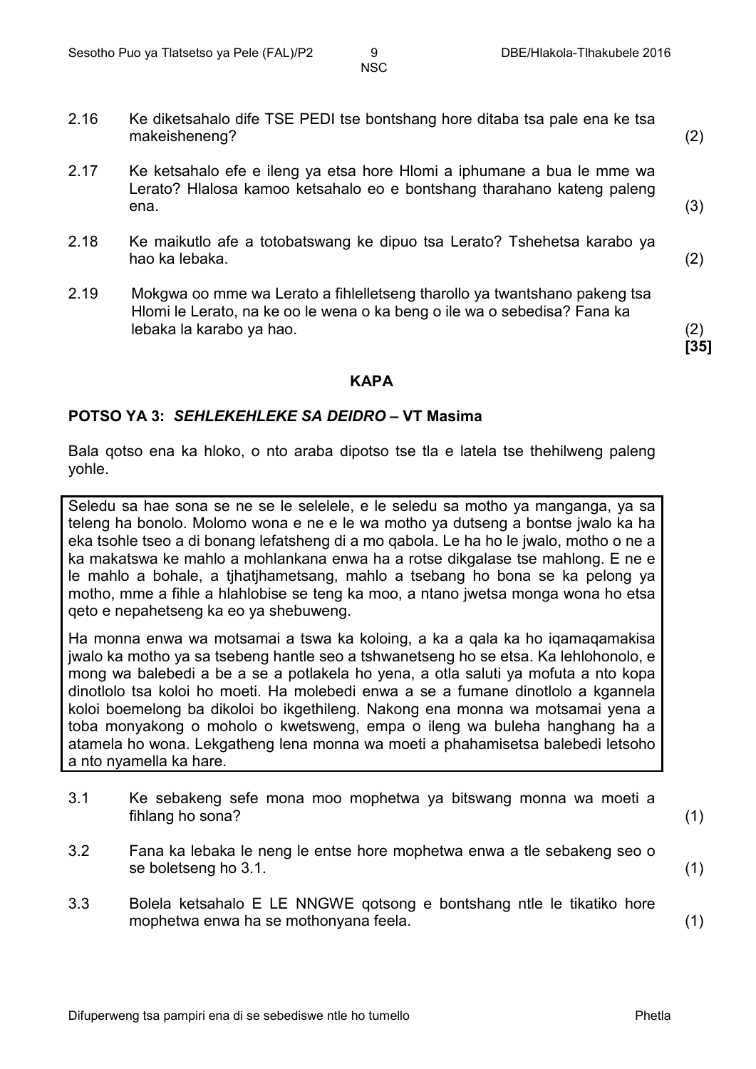2.16 Ke diketsahalo dife TSE PEDI tse bontshang hore ditaba tsa pale ena ke tsa makeisheneng? (2)

2.17 Ke ketsahalo efe e ileng ya etsa hore Hlomi a iphumane a bua le mme wa Lerato? Hlalosa kamoo ketsahalo eo e bontshang tharahano kateng paleng ena. (3)

2.18 Ke maikutlo afe a totobatswang ke dipuo tsa Lerato? Tshehetsa karabo ya hao ka lebaka. (2)

2.19 Mokgwa oo mme wa Lerato a fihlelletseng tharollo ya twantshano pakeng tsa Hlomi le Lerato, na ke oo le wena o ka beng o ile wa o sebedisa? Fana ka lebaka la karabo ya hao. (2)
**[35]**

**KAPA**

### POTSO YA 3: *SEHLEKEHLEKE SA DEIDRO* – VT Masima

Bala qotso ena ka hloko, o nto araba dipotso tse tla e latela tse thehilweng paleng yohle.

> Seledu sa hae sona se ne se le selelele, e le seledu sa motho ya manganga, ya sa teleng ha bonolo. Molomo wona e ne e le wa motho ya dutseng a bontse jwalo ka ha eka tsohle tseo a di bonang lefatsheng di a mo qabola. Le ha ho le jwalo, motho o ne a ka makatswa ke mahlo a mohlankana enwa ha a rotse dikgalase tse mahlong. E ne e le mahlo a bohale, a tjhatjhametsang, mahlo a tsebang ho bona se ka pelong ya motho, mme a fihle a hlahlobise se teng ka moo, a ntano jwetsa monga wona ho etsa qeto e nepahetseng ka eo ya shebuweng.
>
> Ha monna enwa wa motsamai a tswa ka koloing, a ka a qala ka ho iqamaqamakisa jwalo ka motho ya sa tsebeng hantle seo a tshwanetseng ho se etsa. Ka lehlohonolo, e mong wa balebedi a be a se a potlakela ho yena, a otla saluti ya mofuta a nto kopa dinotlolo tsa koloi ho moeti. Ha molebedi enwa a se a fumane dinotlolo a kgannela koloi boemelong ba dikoloi bo ikgethileng. Nakong ena monna wa motsamai yena a toba monyakong o moholo o kwetsweng, empa o ileng wa buleha hanghang ha a atamela ho wona. Lekgatheng lena monna wa moeti a phahamisetsa balebedi letsoho a nto nyamella ka hare.

3.1 Ke sebakeng sefe mona moo mophetwa ya bitswang monna wa moeti a fihlang ho sona? (1)

3.2 Fana ka lebaka le neng le entse hore mophetwa enwa a tle sebakeng seo o se boletseng ho 3.1. (1)

3.3 Bolela ketsahalo E LE NNGWE qotsong e bontshang ntle le tikatiko hore mophetwa enwa ha se mothonyana feela. (1)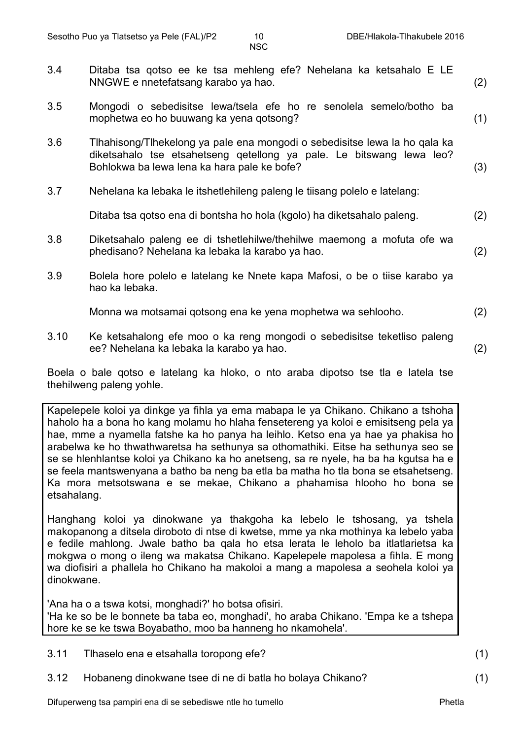3.4 Ditaba tsa qotso ee ke tsa mehleng efe? Nehelana ka ketsahalo E LE NNGWE e nnetefatsang karabo ya hao. (2)

3.5 Mongodi o sebedisitse lewa/tsela efe ho re senolela semelo/botho ba mophetwa eo ho buuwang ka yena qotsong? (1)

3.6 Tlhahisong/Tlhekelong ya pale ena mongodi o sebedisitse lewa la ho qala ka diketsahalo tse etsahetseng qetellong ya pale. Le bitswang lewa leo? Bohlokwa ba lewa lena ka hara pale ke bofe? (3)

3.7 Nehelana ka lebaka le itshetlehileng paleng le tiisang polelo e latelang:

Ditaba tsa qotso ena di bontsha ho hola (kgolo) ha diketsahalo paleng. (2)

3.8 Diketsahalo paleng ee di tshetlehilwe/thehilwe maemong a mofuta ofe wa phedisano? Nehelana ka lebaka la karabo ya hao. (2)

3.9 Bolela hore polelo e latelang ke Nnete kapa Mafosi, o be o tiise karabo ya hao ka lebaka.

Monna wa motsamai qotsong ena ke yena mophetwa wa sehlooho. (2)

3.10 Ke ketsahalong efe moo o ka reng mongodi o sebedisitse teketliso paleng ee? Nehelana ka lebaka la karabo ya hao. (2)

Boela o bale qotso e latelang ka hloko, o nto araba dipotso tse tla e latela tse thehilweng paleng yohle.

> Kapelepele koloi ya dinkge ya fihla ya ema mabapa le ya Chikano. Chikano a tshoha haholo ha a bona ho kang molamu ho hlaha fensetereng ya koloi e emisitseng pela ya hae, mme a nyamella fatshe ka ho panya ha leihlo. Ketso ena ya hae ya phakisa ho arabelwa ke ho thwathwaretsa ha sethunya sa othomathiki. Eitse ha sethunya seo se se se hlenhlantse koloi ya Chikano ka ho anetseng, sa re nyele, ha ba ha kgutsa ha e se feela mantswenyana a batho ba neng ba etla ba matha ho tla bona se etsahetseng. Ka mora metsotswana e se mekae, Chikano a phahamisa hlooho ho bona se etsahalang.
>
> Hanghang koloi ya dinokwane ya thakgoha ka lebelo le tshosang, ya tshela makopanong a ditsela diroboto di ntse di kwetse, mme ya nka mothinya ka lebelo yaba e fedile mahlong. Jwale batho ba qala ho etsa lerata le leholo ba itlatlarietsa ka mokgwa o mong o ileng wa makatsa Chikano. Kapelepele mapolesa a fihla. E mong wa diofisiri a phallela ho Chikano ha makoloi a mang a mapolesa a seohela koloi ya dinokwane.
>
> 'Ana ha o a tswa kotsi, monghadi?' ho botsa ofisiri.
> 'Ha ke so be le bonnete ba taba eo, monghadi', ho araba Chikano. 'Empa ke a tshepa hore ke se ke tswa Boyabatho, moo ba hanneng ho nkamohela'.

3.11 Tlhaselo ena e etsahalla toropong efe? (1)

3.12 Hobaneng dinokwane tsee di ne di batla ho bolaya Chikano? (1)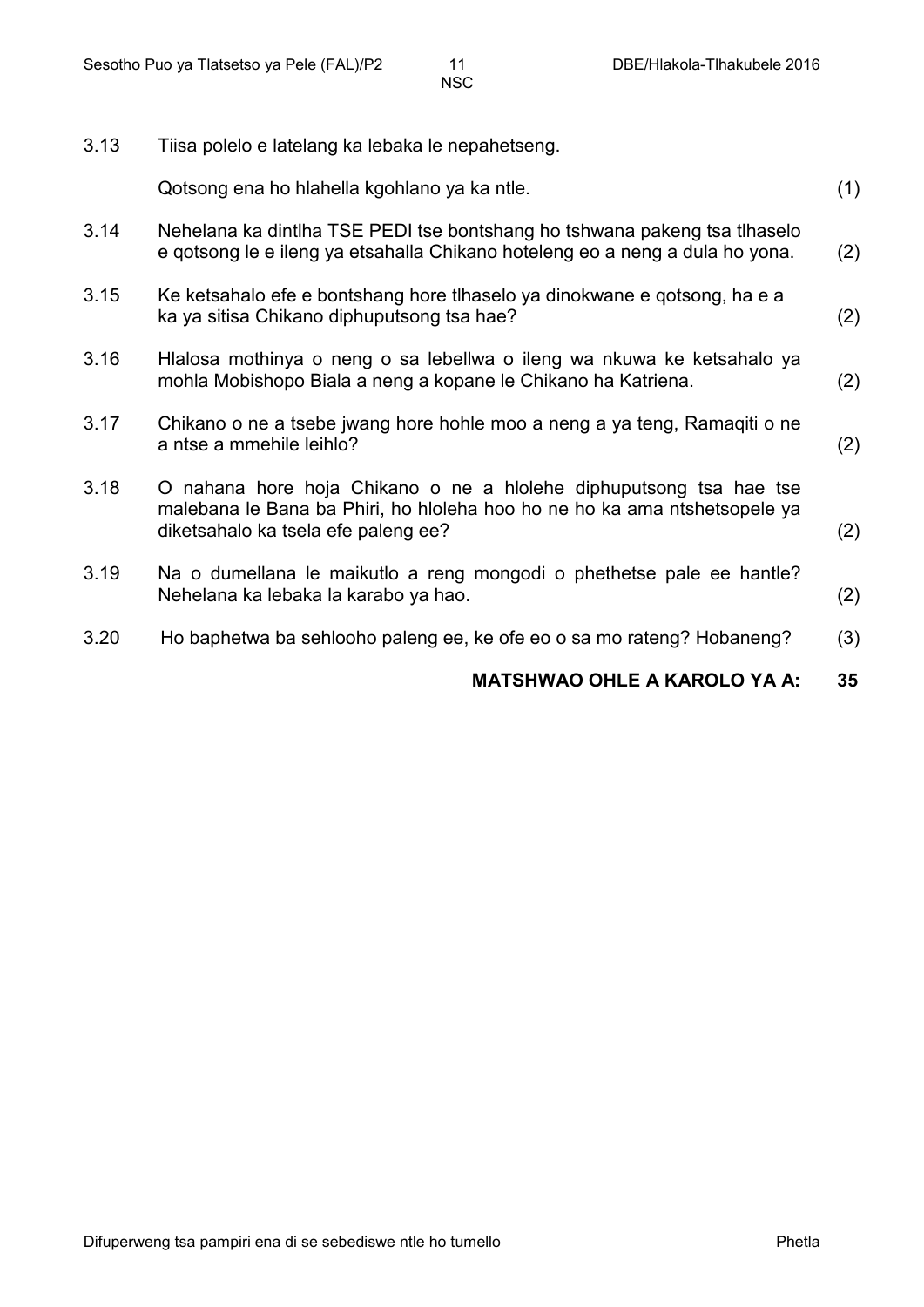3.13 Tiisa polelo e latelang ka lebaka le nepahetseng.

Qotsong ena ho hlahella kgohlano ya ka ntle. (1)

3.14 Nehelana ka dintlha TSE PEDI tse bontshang ho tshwana pakeng tsa tlhaselo e qotsong le e ileng ya etsahalla Chikano hoteleng eo a neng a dula ho yona. (2)

3.15 Ke ketsahalo efe e bontshang hore tlhaselo ya dinokwane e qotsong, ha e a ka ya sitisa Chikano diphuputsong tsa hae? (2)

3.16 Hlalosa mothinya o neng o sa lebellwa o ileng wa nkuwa ke ketsahalo ya mohla Mobishopo Biala a neng a kopane le Chikano ha Katriena. (2)

3.17 Chikano o ne a tsebe jwang hore hohle moo a neng a ya teng, Ramaqiti o ne a ntse a mmehile leihlo? (2)

3.18 O nahana hore hoja Chikano o ne a hlolehe diphuputsong tsa hae tse malebana le Bana ba Phiri, ho hloleha hoo ho ne ho ka ama ntshetsopele ya diketsahalo ka tsela efe paleng ee? (2)

3.19 Na o dumellana le maikutlo a reng mongodi o phethetse pale ee hantle? Nehelana ka lebaka la karabo ya hao. (2)

3.20 Ho baphetwa ba sehlooho paleng ee, ke ofe eo o sa mo rateng? Hobaneng? (3)

**MATSHWAO OHLE A KAROLO YA A: 35**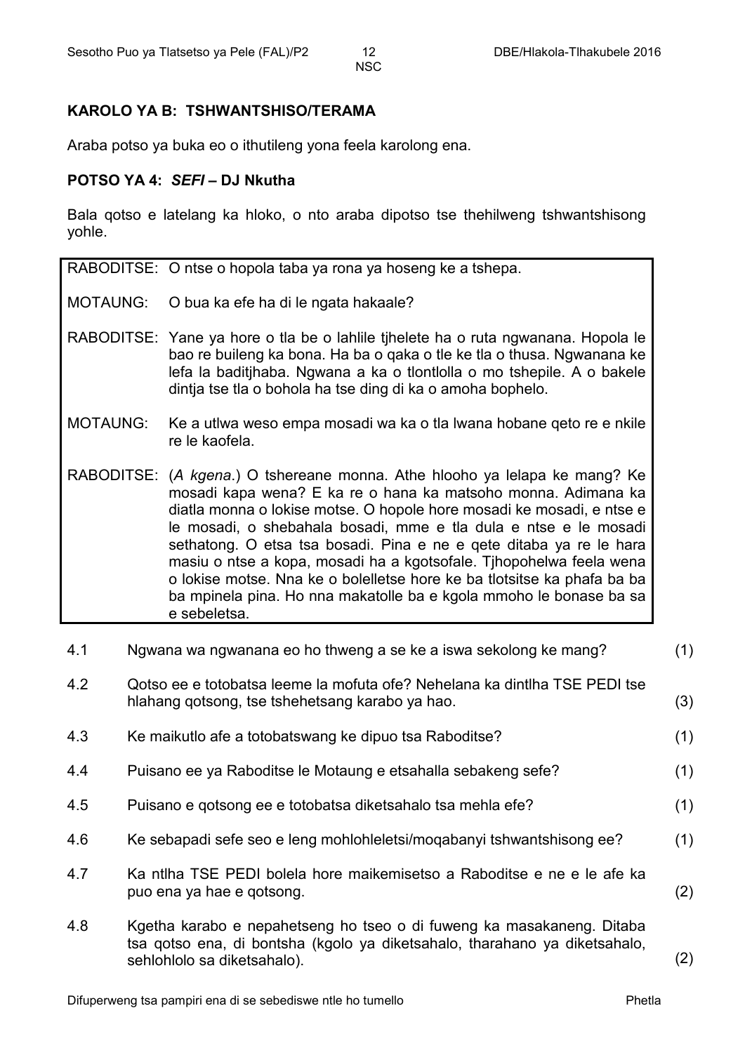## KAROLO YA B: TSHWANTSHISO/TERAMA

Araba potso ya buka eo o ithutileng yona feela karolong ena.

### POTSO YA 4: *SEFI* – DJ Nkutha

Bala qotso e latelang ka hloko, o nto araba dipotso tse thehilweng tshwantshisong yohle.

| | |
|---|---|
| RABODITSE: | O ntse o hopola taba ya rona ya hoseng ke a tshepa. |
| MOTAUNG: | O bua ka efe ha di le ngata hakaale? |
| RABODITSE: | Yane ya hore o tla be o lahlile tjhelete ha o ruta ngwanana. Hopola le bao re buileng ka bona. Ha ba o qaka o tle ke tla o thusa. Ngwanana ke lefa la baditjhaba. Ngwana a ka o tlontlolla o mo tshepile. A o bakele dintja tse tla o bohola ha tse ding di ka o amoha bophelo. |
| MOTAUNG: | Ke a utlwa weso empa mosadi wa ka o tla lwana hobane qeto re e nkile re le kaofela. |
| RABODITSE: | (*A kgena.*) O tshereane monna. Athe hlooho ya lelapa ke mang? Ke mosadi kapa wena? E ka re o hana ka matsoho monna. Adimana ka diatla monna o lokise motse. O hopole hore mosadi ke mosadi, e ntse e le mosadi, o shebahala bosadi, mme e tla dula e ntse e le mosadi sethatong. O etsa tsa bosadi. Pina e ne e qete ditaba ya re le hara masiu o ntse a kopa, mosadi ha a kgotsofale. Tjhopohelwa feela wena o lokise motse. Nna ke o bolelletse hore ke ba tlotsitse ka phafa ba ba ba mpinela pina. Ho nna makatolle ba e kgola mmoho le bonase ba sa e sebeletsa. |

4.1 Ngwana wa ngwanana eo ho thweng a se ke a iswa sekolong ke mang? (1)

4.2 Qotso ee e totobatsa leeme la mofuta ofe? Nehelana ka dintlha TSE PEDI tse hlahang qotsong, tse tshehetsang karabo ya hao. (3)

4.3 Ke maikutlo afe a totobatswang ke dipuo tsa Raboditse? (1)

4.4 Puisano ee ya Raboditse le Motaung e etsahalla sebakeng sefe? (1)

4.5 Puisano e qotsong ee e totobatsa diketsahalo tsa mehla efe? (1)

4.6 Ke sebapadi sefe seo e leng mohlohleletsi/moqabanyi tshwantshisong ee? (1)

4.7 Ka ntlha TSE PEDI bolela hore maikemisetso a Raboditse e ne e le afe ka puo ena ya hae e qotsong. (2)

4.8 Kgetha karabo e nepahetseng ho tseo o di fuweng ka masakaneng. Ditaba tsa qotso ena, di bontsha (kgolo ya diketsahalo, tharahano ya diketsahalo, sehlohlolo sa diketsahalo). (2)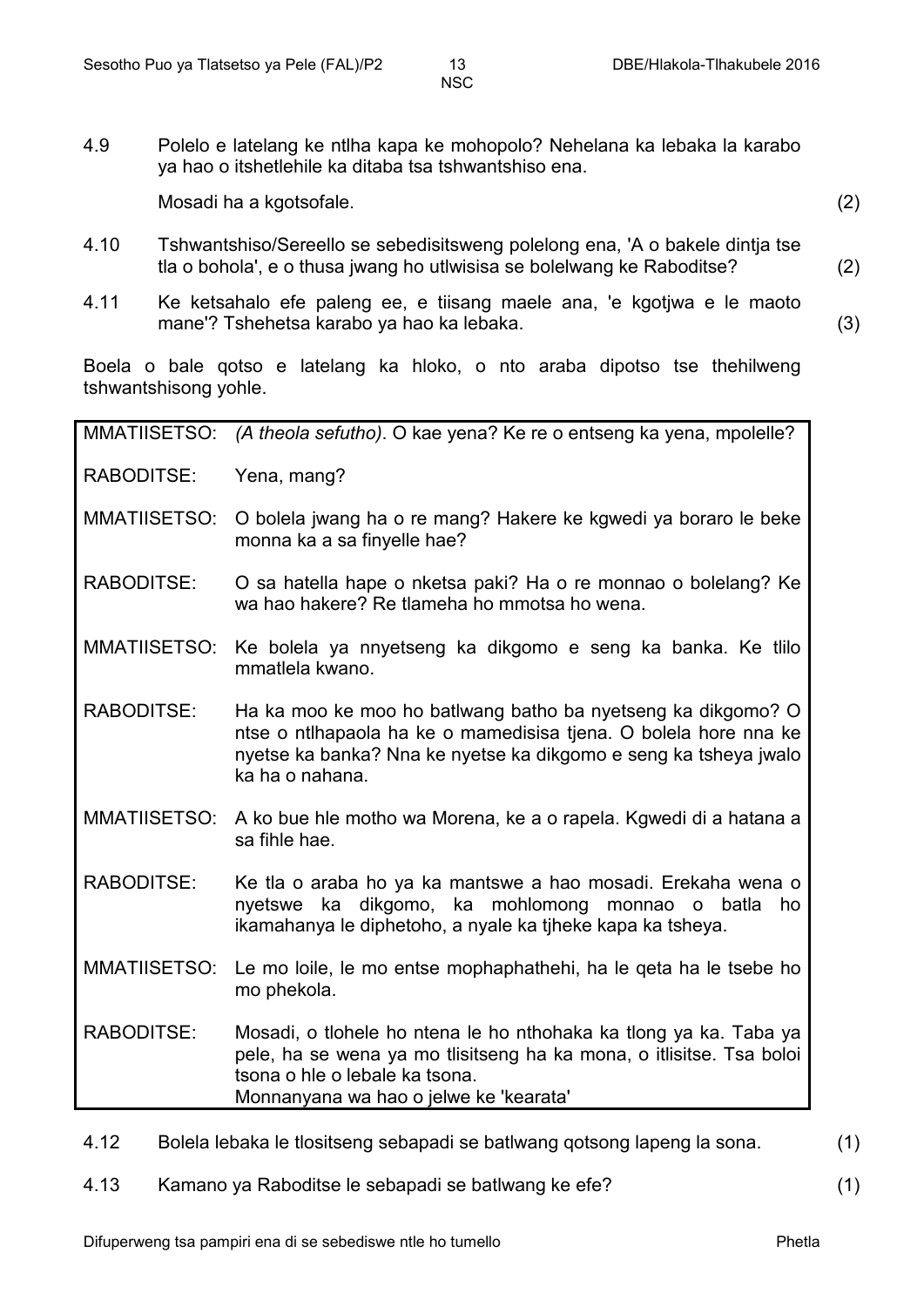4.9 Polelo e latelang ke ntlha kapa ke mohopolo? Nehelana ka lebaka la karabo ya hao o itshetlehile ka ditaba tsa tshwantshiso ena.

Mosadi ha a kgotsofale. (2)

4.10 Tshwantshiso/Sereello se sebedisitsweng polelong ena, 'A o bakele dintja tse tla o bohola', e o thusa jwang ho utlwisisa se bolelwang ke Raboditse? (2)

4.11 Ke ketsahalo efe paleng ee, e tiisang maele ana, 'e kgotjwa e le maoto mane'? Tshehetsa karabo ya hao ka lebaka. (3)

Boela o bale qotso e latelang ka hloko, o nto araba dipotso tse thehilweng tshwantshisong yohle.

| | |
|---|---|
| MMATIISETSO: | *(A theola sefutho)*. O kae yena? Ke re o entseng ka yena, mpolelle? |
| RABODITSE: | Yena, mang? |
| MMATIISETSO: | O bolela jwang ha o re mang? Hakere ke kgwedi ya boraro le beke monna ka a sa finyelle hae? |
| RABODITSE: | O sa hatella hape o nketsa paki? Ha o re monnao o bolelang? Ke wa hao hakere? Re tlameha ho mmotsa ho wena. |
| MMATIISETSO: | Ke bolela ya nnyetseng ka dikgomo e seng ka banka. Ke tlilo mmatlela kwano. |
| RABODITSE: | Ha ka moo ke moo ho batlwang batho ba nyetseng ka dikgomo? O ntse o ntlhapaola ha ke o mamedisisa tjena. O bolela hore nna ke nyetse ka banka? Nna ke nyetse ka dikgomo e seng ka tsheya jwalo ka ha o nahana. |
| MMATIISETSO: | A ko bue hle motho wa Morena, ke a o rapela. Kgwedi di a hatana a sa fihle hae. |
| RABODITSE: | Ke tla o araba ho ya ka mantswe a hao mosadi. Erekaha wena o nyetswe ka dikgomo, ka mohlomong monnao o batla ho ikamahanya le diphetoho, a nyale ka tjheke kapa ka tsheya. |
| MMATIISETSO: | Le mo loile, le mo entse mophaphathehi, ha le qeta ha le tsebe ho mo phekola. |
| RABODITSE: | Mosadi, o tlohele ho ntena le ho nthohaka ka tlong ya ka. Taba ya pele, ha se wena ya mo tlisitseng ha ka mona, o itlisitse. Tsa boloi tsona o hle o lebale ka tsona.<br>Monnanyana wa hao o jelwe ke 'kearata' |

4.12 Bolela lebaka le tlositseng sebapadi se batlwang qotsong lapeng la sona. (1)

4.13 Kamano ya Raboditse le sebapadi se batlwang ke efe? (1)

Difuperweng tsa pampiri ena di se sebediswe ntle ho tumello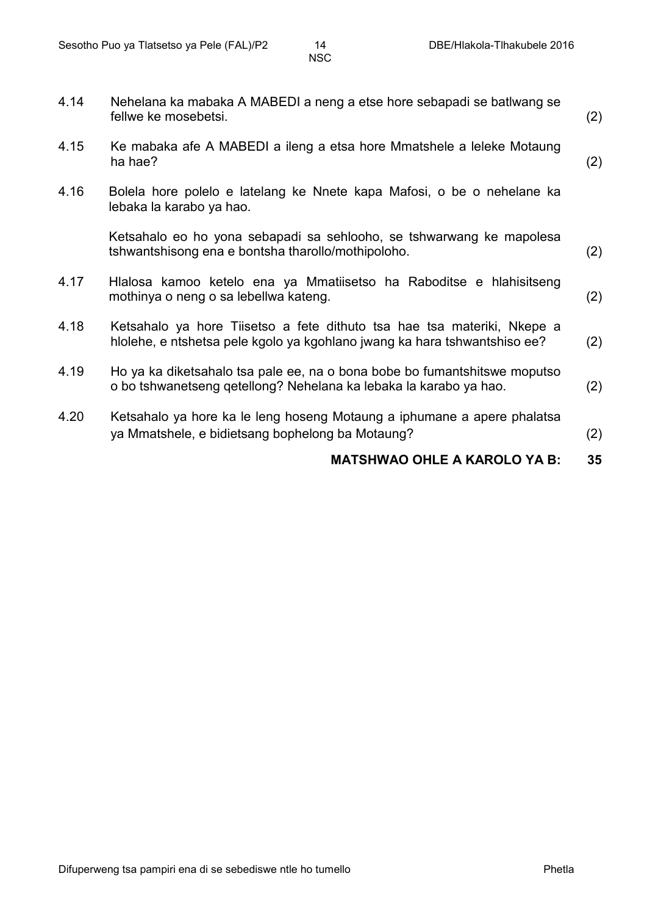4.14 Nehelana ka mabaka A MABEDI a neng a etse hore sebapadi se batlwang se fellwe ke mosebetsi. (2)

4.15 Ke mabaka afe A MABEDI a ileng a etsa hore Mmatshele a leleke Motaung ha hae? (2)

4.16 Bolela hore polelo e latelang ke Nnete kapa Mafosi, o be o nehelane ka lebaka la karabo ya hao.

Ketsahalo eo ho yona sebapadi sa sehlooho, se tshwarwang ke mapolesa tshwantshisong ena e bontsha tharollo/mothipoloho. (2)

4.17 Hlalosa kamoo ketelo ena ya Mmatiisetso ha Raboditse e hlahisitseng mothinya o neng o sa lebellwa kateng. (2)

4.18 Ketsahalo ya hore Tiisetso a fete dithuto tsa hae tsa materiki, Nkepe a hlolehe, e ntshetsa pele kgolo ya kgohlano jwang ka hara tshwantshiso ee? (2)

4.19 Ho ya ka diketsahalo tsa pale ee, na o bona bobe bo fumantshitswe moputso o bo tshwanetseng qetellong? Nehelana ka lebaka la karabo ya hao. (2)

4.20 Ketsahalo ya hore ka le leng hoseng Motaung a iphumane a apere phalatsa ya Mmatshele, e bidietsang bophelong ba Motaung? (2)

**MATSHWAO OHLE A KAROLO YA B: 35**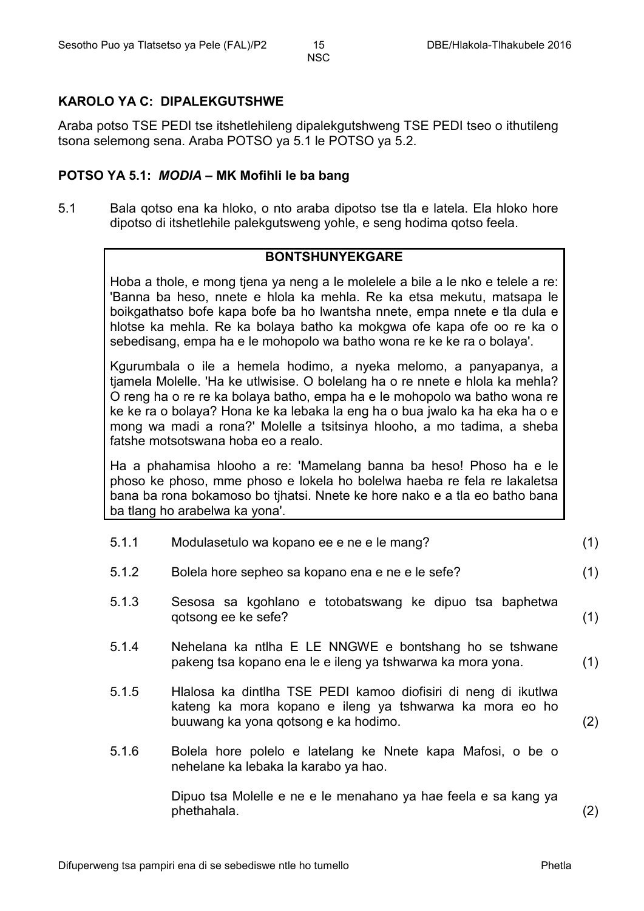## KAROLO YA C: DIPALEKGUTSHWE

Araba potso TSE PEDI tse itshetlehileng dipalekgutshweng TSE PEDI tseo o ithutileng tsona selemong sena. Araba POTSO ya 5.1 le POTSO ya 5.2.

### POTSO YA 5.1: *MODIA* – MK Mofihli le ba bang

5.1 Bala qotso ena ka hloko, o nto araba dipotso tse tla e latela. Ela hloko hore dipotso di itshetlehile palekgutsweng yohle, e seng hodima qotso feela.

> **BONTSHUNYEKGARE**
>
> Hoba a thole, e mong tjena ya neng a le molelele a bile a le nko e telele a re: 'Banna ba heso, nnete e hlola ka mehla. Re ka etsa mekutu, matsapa le boikgathatso bofe kapa bofe ba ho lwantsha nnete, empa nnete e tla dula e hlotse ka mehla. Re ka bolaya batho ka mokgwa ofe kapa ofe oo re ka o sebedisang, empa ha e le mohopolo wa batho wona re ke ke ra o bolaya'.
>
> Kgurumbala o ile a hemela hodimo, a nyeka melomo, a panyapanya, a tjamela Molelle. 'Ha ke utlwisise. O bolelang ha o re nnete e hlola ka mehla? O reng ha o re re ka bolaya batho, empa ha e le mohopolo wa batho wona re ke ke ra o bolaya? Hona ke ka lebaka la eng ha o bua jwalo ka ha eka ha o e mong wa madi a rona?' Molelle a tsitsinya hlooho, a mo tadima, a sheba fatshe motsotswana hoba eo a realo.
>
> Ha a phahamisa hlooho a re: 'Mamelang banna ba heso! Phoso ha e le phoso ke phoso, mme phoso e lokela ho bolelwa haeba re fela re lakaletsa bana ba rona bokamoso bo tjhatsi. Nnete ke hore nako e a tla eo batho bana ba tlang ho arabelwa ka yona'.

5.1.1 Modulasetulo wa kopano ee e ne e le mang? (1)

5.1.2 Bolela hore sepheo sa kopano ena e ne e le sefe? (1)

5.1.3 Sesosa sa kgohlano e totobatswang ke dipuo tsa baphetwa qotsong ee ke sefe? (1)

5.1.4 Nehelana ka ntlha E LE NNGWE e bontshang ho se tshwane pakeng tsa kopano ena le e ileng ya tshwarwa ka mora yona. (1)

5.1.5 Hlalosa ka dintlha TSE PEDI kamoo diofisiri di neng di ikutlwa kateng ka mora kopano e ileng ya tshwarwa ka mora eo ho buuwang ka yona qotsong e ka hodimo. (2)

5.1.6 Bolela hore polelo e latelang ke Nnete kapa Mafosi, o be o nehelane ka lebaka la karabo ya hao.

Dipuo tsa Molelle e ne e le menahano ya hae feela e sa kang ya phethahala. (2)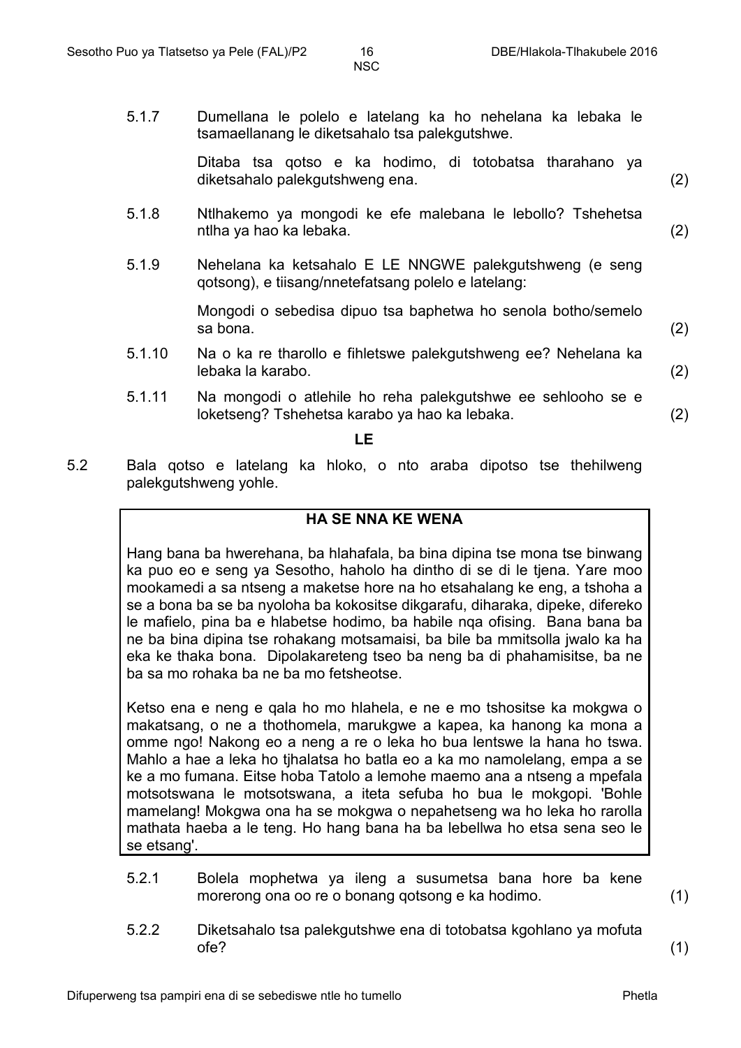5.1.7 Dumellana le polelo e latelang ka ho nehelana ka lebaka le tsamaellanang le diketsahalo tsa palekgutshwe.

Ditaba tsa qotso e ka hodimo, di totobatsa tharahano ya diketsahalo palekgutshweng ena. (2)

5.1.8 Ntlhakemo ya mongodi ke efe malebana le lebollo? Tshehetsa ntlha ya hao ka lebaka. (2)

5.1.9 Nehelana ka ketsahalo E LE NNGWE palekgutshweng (e seng qotsong), e tiisang/nnetefatsang polelo e latelang:

Mongodi o sebedisa dipuo tsa baphetwa ho senola botho/semelo sa bona. (2)

5.1.10 Na o ka re tharollo e fihletswe palekgutshweng ee? Nehelana ka lebaka la karabo. (2)

5.1.11 Na mongodi o atlehile ho reha palekgutshwe ee sehlooho se e loketseng? Tshehetsa karabo ya hao ka lebaka. (2)

**LE**

5.2 Bala qotso e latelang ka hloko, o nto araba dipotso tse thehilweng palekgutshweng yohle.

**HA SE NNA KE WENA**

Hang bana ba hwerehana, ba hlahafala, ba bina dipina tse mona tse binwang ka puo eo e seng ya Sesotho, haholo ha dintho di se di le tjena. Yare moo mookamedi a sa ntseng a maketse hore na ho etsahalang ke eng, a tshoha a se a bona ba se ba nyoloha ba kokositse dikgarafu, diharaka, dipeke, difereko le mafielo, pina ba e hlabetse hodimo, ba habile nqa ofising. Bana bana ba ne ba bina dipina tse rohakang motsamaisi, ba bile ba mmitsolla jwalo ka ha eka ke thaka bona. Dipolakareteng tseo ba neng ba di phahamisitse, ba ne ba sa mo rohaka ba ne ba mo fetsheotse.

Ketso ena e neng e qala ho mo hlahela, e ne e mo tshositse ka mokgwa o makatsang, o ne a thothomela, marukgwe a kapea, ka hanong ka mona a omme ngo! Nakong eo a neng a re o leka ho bua lentswe la hana ho tswa. Mahlo a hae a leka ho tjhalatsa ho batla eo a ka mo namolelang, empa a se ke a mo fumana. Eitse hoba Tatolo a lemohe maemo ana a ntseng a mpefala motsotswana le motsotswana, a iteta sefuba ho bua le mokgopi. 'Bohle mamelang! Mokgwa ona ha se mokgwa o nepahetseng wa ho leka ho rarolla mathata haeba a le teng. Ho hang bana ha ba lebellwa ho etsa sena seo le se etsang'.

5.2.1 Bolela mophetwa ya ileng a susumetsa bana hore ba kene morerong ona oo re o bonang qotsong e ka hodimo. (1)

5.2.2 Diketsahalo tsa palekgutshwe ena di totobatsa kgohlano ya mofuta ofe? (1)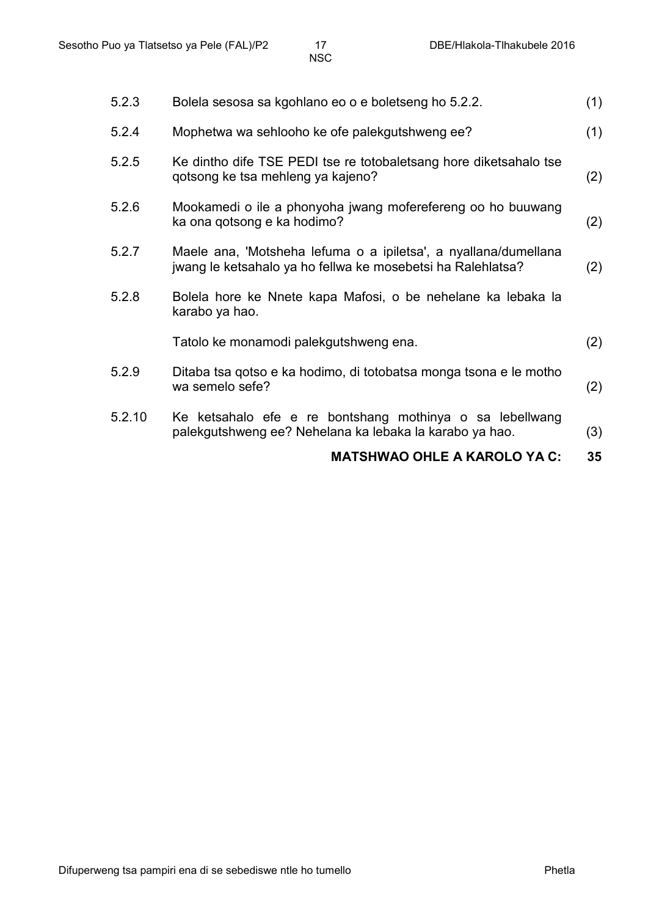| | | |
|---|---|---|
| 5.2.3 | Bolela sesosa sa kgohlano eo o e boletseng ho 5.2.2. | (1) |
| 5.2.4 | Mophetwa wa sehlooho ke ofe palekgutshweng ee? | (1) |
| 5.2.5 | Ke dintho dife TSE PEDI tse re totobaletsang hore diketsahalo tse qotsong ke tsa mehleng ya kajeno? | (2) |
| 5.2.6 | Mookamedi o ile a phonyoha jwang moferefereng oo ho buuwang ka ona qotsong e ka hodimo? | (2) |
| 5.2.7 | Maele ana, 'Motsheha lefuma o a ipiletsa', a nyallana/dumellana jwang le ketsahalo ya ho fellwa ke mosebetsi ha Ralehlatsa? | (2) |
| 5.2.8 | Bolela hore ke Nnete kapa Mafosi, o be nehelane ka lebaka la karabo ya hao.<br><br>Tatolo ke monamodi palekgutshweng ena. | (2) |
| 5.2.9 | Ditaba tsa qotso e ka hodimo, di totobatsa monga tsona e le motho wa semelo sefe? | (2) |
| 5.2.10 | Ke ketsahalo efe e re bontshang mothinya o sa lebellwang palekgutshweng ee? Nehelana ka lebaka la karabo ya hao. | (3) |

**MATSHWAO OHLE A KAROLO YA C: 35**

Difuperweng tsa pampiri ena di se sebediswe ntle ho tumello

Phetla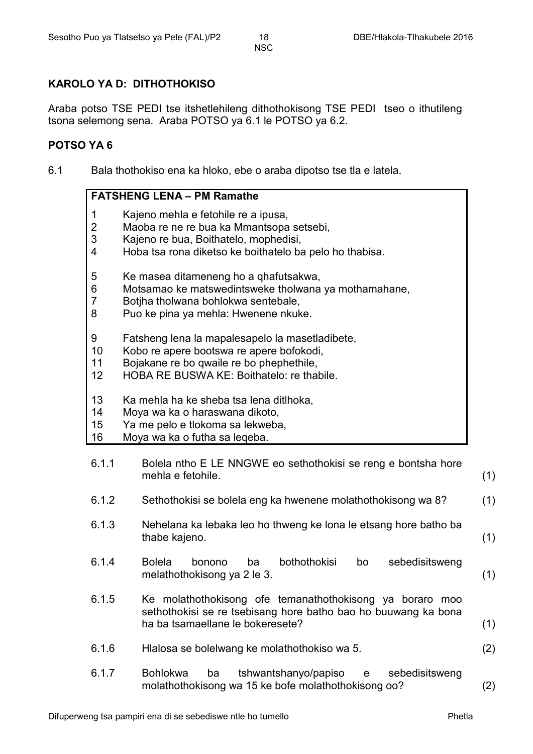## KAROLO YA D: DITHOTHOKISO

Araba potso TSE PEDI tse itshetlehileng dithothokisong TSE PEDI tseo o ithutileng tsona selemong sena. Araba POTSO ya 6.1 le POTSO ya 6.2.

### POTSO YA 6

6.1 Bala thothokiso ena ka hloko, ebe o araba dipotso tse tla e latela.

**FATSHENG LENA – PM Ramathe**

1 Kajeno mehla e fetohile re a ipusa,
2 Maoba re ne re bua ka Mmantsopa setsebi,
3 Kajeno re bua, Boithatelo, mophedisi,
4 Hoba tsa rona diketso ke boithatelo ba pelo ho thabisa.

5 Ke masea ditameneng ho a qhafutsakwa,
6 Motsamao ke matswedintsweke tholwana ya mothamahane,
7 Botjha tholwana bohlokwa sentebale,
8 Puo ke pina ya mehla: Hwenene nkuke.

9 Fatsheng lena la mapalesapelo la masetladibete,
10 Kobo re apere bootswa re apere bofokodi,
11 Bojakane re bo qwaile re bo phephethile,
12 HOBA RE BUSWA KE: Boithatelo: re thabile.

13 Ka mehla ha ke sheba tsa lena ditlhoka,
14 Moya wa ka o haraswana dikoto,
15 Ya me pelo e tlokoma sa lekweba,
16 Moya wa ka o futha sa leqeba.

6.1.1 Bolela ntho E LE NNGWE eo sethothokisi se reng e bontsha hore mehla e fetohile. (1)

6.1.2 Sethothokisi se bolela eng ka hwenene molathothokisong wa 8? (1)

6.1.3 Nehelana ka lebaka leo ho thweng ke lona le etsang hore batho ba thabe kajeno. (1)

6.1.4 Bolela bonono ba bothothokisi bo sebedisitsweng melathothokisong ya 2 le 3. (1)

6.1.5 Ke molathothokisong ofe temanathothokisong ya boraro moo sethothokisi se re tsebisang hore batho bao ho buuwang ka bona ha ba tsamaellane le bokeresete? (1)

6.1.6 Hlalosa se bolelwang ke molathothokiso wa 5. (2)

6.1.7 Bohlokwa ba tshwantshanyo/papiso e sebedisitsweng molathothokisong wa 15 ke bofe molathothokisong oo? (2)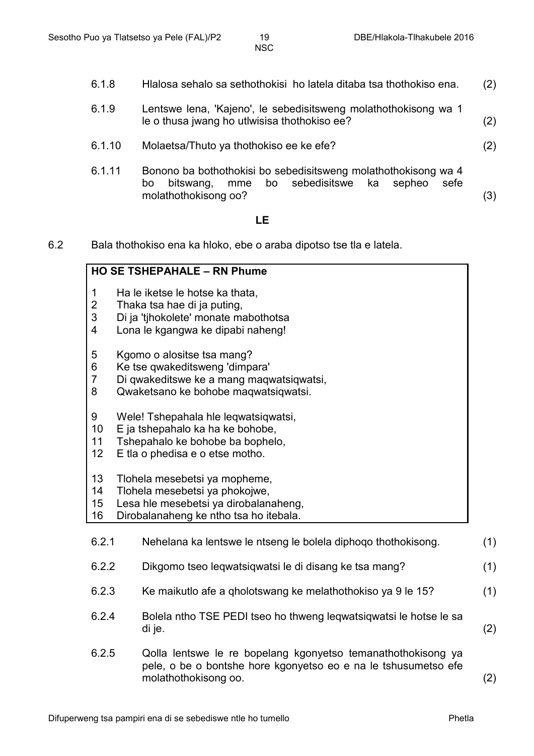6.1.8 Hlalosa sehalo sa sethothokisi ho latela ditaba tsa thothokiso ena. (2)

6.1.9 Lentswe lena, 'Kajeno', le sebedisitsweng molathothokisong wa 1 le o thusa jwang ho utlwisisa thothokiso ee? (2)

6.1.10 Molaetsa/Thuto ya thothokiso ee ke efe? (2)

6.1.11 Bonono ba bothothokisi bo sebedisitsweng molathothokisong wa 4 bo bitswang, mme bo sebedisitswe ka sepheo sefe molathothokisong oo? (3)

**LE**

6.2 Bala thothokiso ena ka hloko, ebe o araba dipotso tse tla e latela.

**HO SE TSHEPAHALE – RN Phume**

1 Ha le iketse le hotse ka thata,
2 Thaka tsa hae di ja puting,
3 Di ja 'tjhokolete' monate mabothotsa
4 Lona le kgangwa ke dipabi naheng!

5 Kgomo o alositse tsa mang?
6 Ke tse qwakeditsweng 'dimpara'
7 Di qwakeditswe ke a mang maqwatsiqwatsi,
8 Qwaketsano ke bohobe maqwatsiqwatsi.

9 Wele! Tshepahala hle leqwatsiqwatsi,
10 E ja tshepahalo ka ha ke bohobe,
11 Tshepahalo ke bohobe ba bophelo,
12 E tla o phedisa e o etse motho.

13 Tlohela mesebetsi ya mopheme,
14 Tlohela mesebetsi ya phokojwe,
15 Lesa hle mesebetsi ya dirobalanaheng,
16 Dirobalanaheng ke ntho tsa ho itebala.

6.2.1 Nehelana ka lentswe le ntseng le bolela diphoqo thothokisong. (1)

6.2.2 Dikgomo tseo leqwatsiqwatsi le di disang ke tsa mang? (1)

6.2.3 Ke maikutlo afe a qholotswang ke melathothokiso ya 9 le 15? (1)

6.2.4 Bolela ntho TSE PEDI tseo ho thweng leqwatsiqwatsi le hotse le sa di je. (2)

6.2.5 Qolla lentswe le re bopelang kgonyetso temanathothokisong ya pele, o be o bontshe hore kgonyetso eo e na le tshusumetso efe molathothokisong oo. (2)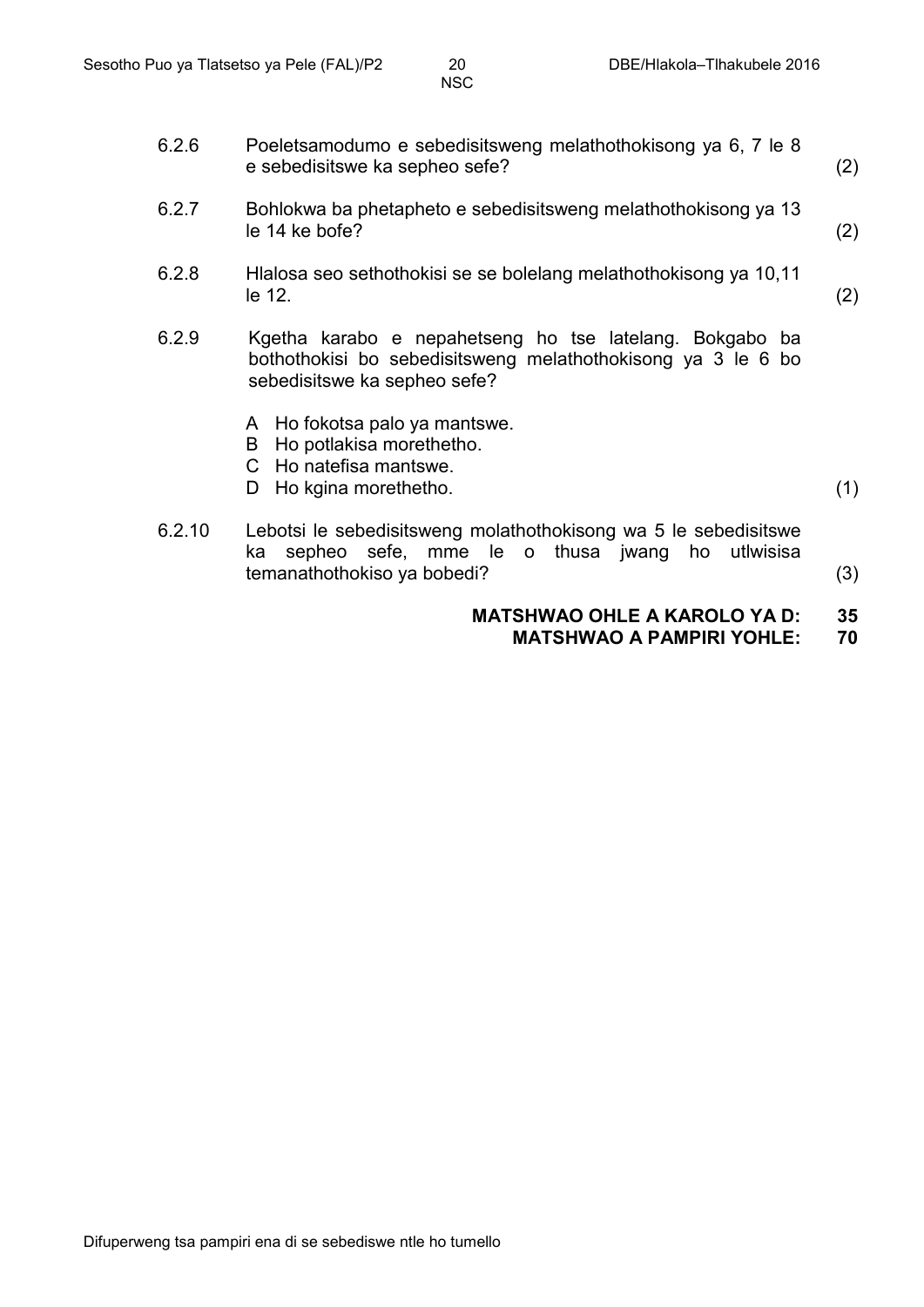6.2.6 Poeletsamodumo e sebedisitsweng melathothokisong ya 6, 7 le 8 e sebedisitswe ka sepheo sefe? (2)

6.2.7 Bohlokwa ba phetapheto e sebedisitsweng melathothokisong ya 13 le 14 ke bofe? (2)

6.2.8 Hlalosa seo sethothokisi se se bolelang melathothokisong ya 10,11 le 12. (2)

6.2.9 Kgetha karabo e nepahetseng ho tse latelang. Bokgabo ba bothothokisi bo sebedisitsweng melathothokisong ya 3 le 6 bo sebedisitswe ka sepheo sefe?

- A Ho fokotsa palo ya mantswe.
- B Ho potlakisa morethetho.
- C Ho natefisa mantswe.
- D Ho kgina morethetho. (1)

6.2.10 Lebotsi le sebedisitsweng molathothokisong wa 5 le sebedisitswe ka sepheo sefe, mme le o thusa jwang ho utlwisisa temanathothokiso ya bobedi? (3)

**MATSHWAO OHLE A KAROLO YA D: 35**
**MATSHWAO A PAMPIRI YOHLE: 70**